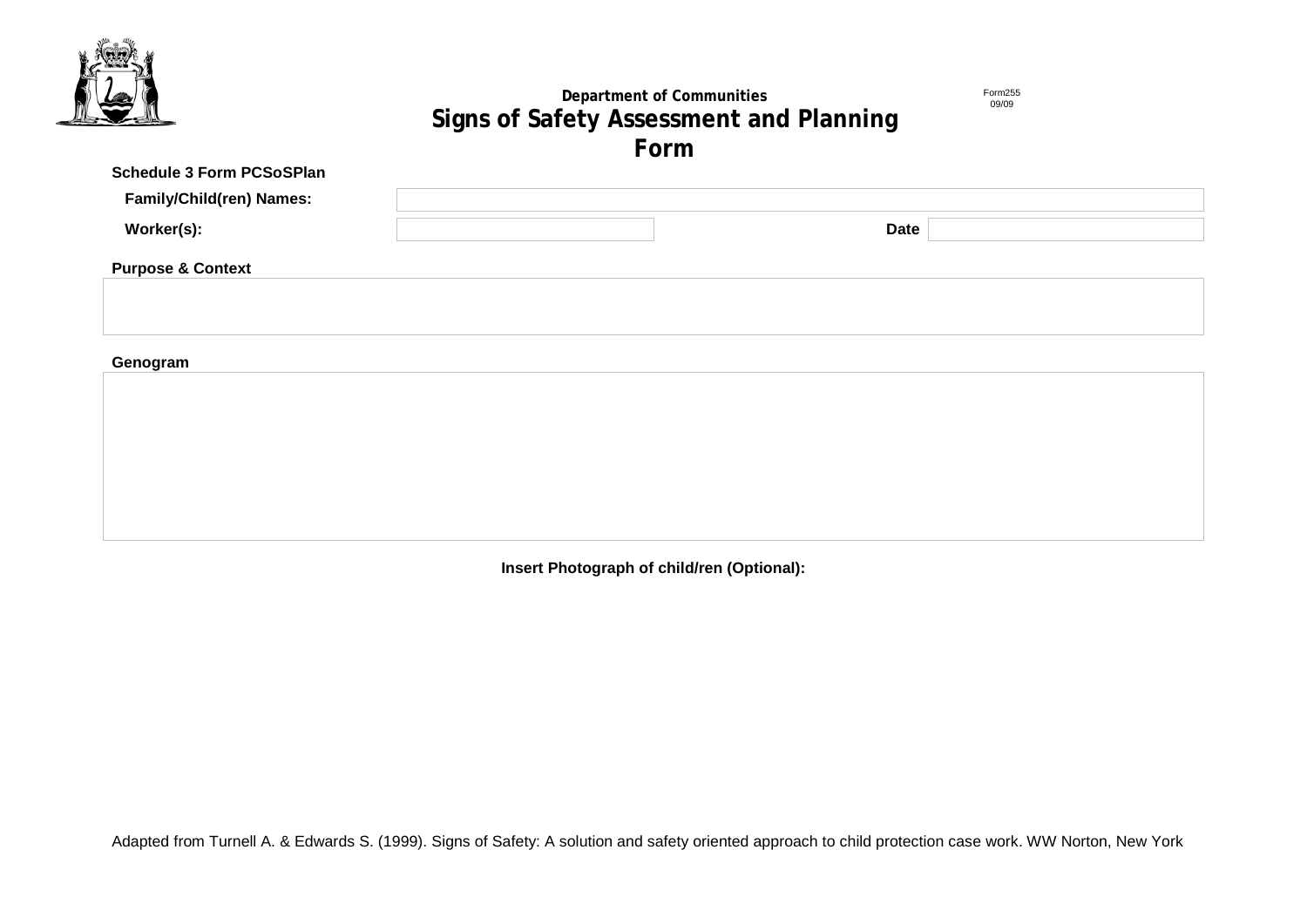Department of Communities

# Signs of Safety Assessment and Planning Form

Form255
09/09

**Schedule 3 Form PCSoSPlan**

| | |
|---|---|
| **Family/Child(ren) Names:** | |
| **Worker(s):** | |
| **Date** | |

**Purpose & Context**

**Genogram**

**Insert Photograph of child/ren (Optional):**

Adapted from Turnell A. & Edwards S. (1999). Signs of Safety: A solution and safety oriented approach to child protection case work. WW Norton, New York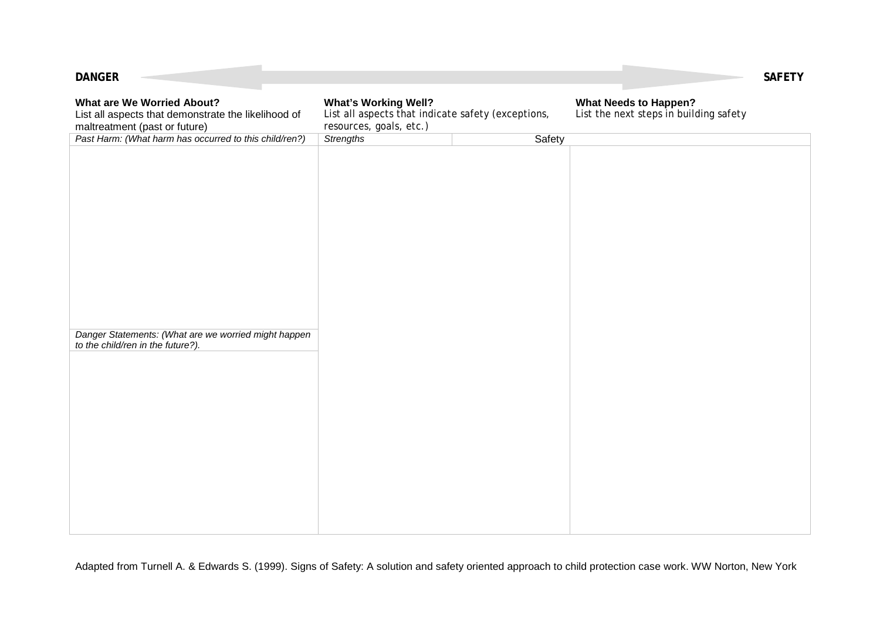**DANGER** ⟷ **SAFETY**

| **What are We Worried About?** List all aspects that demonstrate the likelihood of maltreatment (past or future) | **What's Working Well?** List all aspects that indicate safety (exceptions, resources, goals, etc.) | | **What Needs to Happen?** List the next steps in building safety |
|---|---|---|---|
| *Past Harm: (What harm has occurred to this child/ren?)* | *Strengths* | Safety | |
| | | | |
| *Danger Statements: (What are we worried might happen to the child/ren in the future?).* | | | |
| | | | |

Adapted from Turnell A. & Edwards S. (1999). Signs of Safety: A solution and safety oriented approach to child protection case work. WW Norton, New York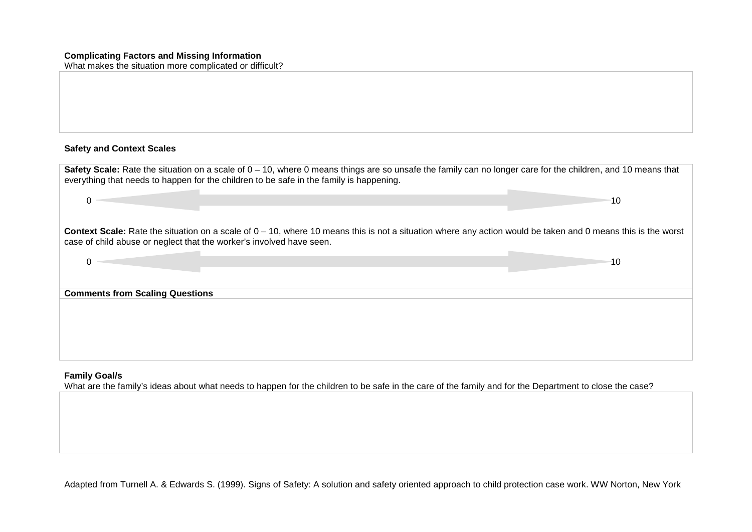**Complicating Factors and Missing Information**

What makes the situation more complicated or difficult?

**Safety and Context Scales**

**Safety Scale:** Rate the situation on a scale of 0 – 10, where 0 means things are so unsafe the family can no longer care for the children, and 10 means that everything that needs to happen for the children to be safe in the family is happening.

0 ←——————————————————→ 10

**Context Scale:** Rate the situation on a scale of 0 – 10, where 10 means this is not a situation where any action would be taken and 0 means this is the worst case of child abuse or neglect that the worker's involved have seen.

0 ←——————————————————→ 10

**Comments from Scaling Questions**

**Family Goal/s**

What are the family's ideas about what needs to happen for the children to be safe in the care of the family and for the Department to close the case?

Adapted from Turnell A. & Edwards S. (1999). Signs of Safety: A solution and safety oriented approach to child protection case work. WW Norton, New York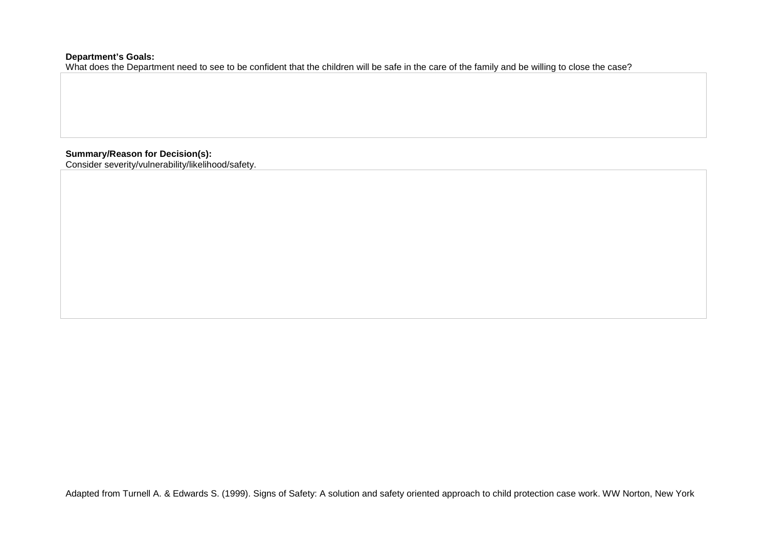**Department's Goals:**
What does the Department need to see to be confident that the children will be safe in the care of the family and be willing to close the case?

| |
|---|
| |

**Summary/Reason for Decision(s):**
Consider severity/vulnerability/likelihood/safety.

| |
|---|
| |

Adapted from Turnell A. & Edwards S. (1999). Signs of Safety: A solution and safety oriented approach to child protection case work. WW Norton, New York